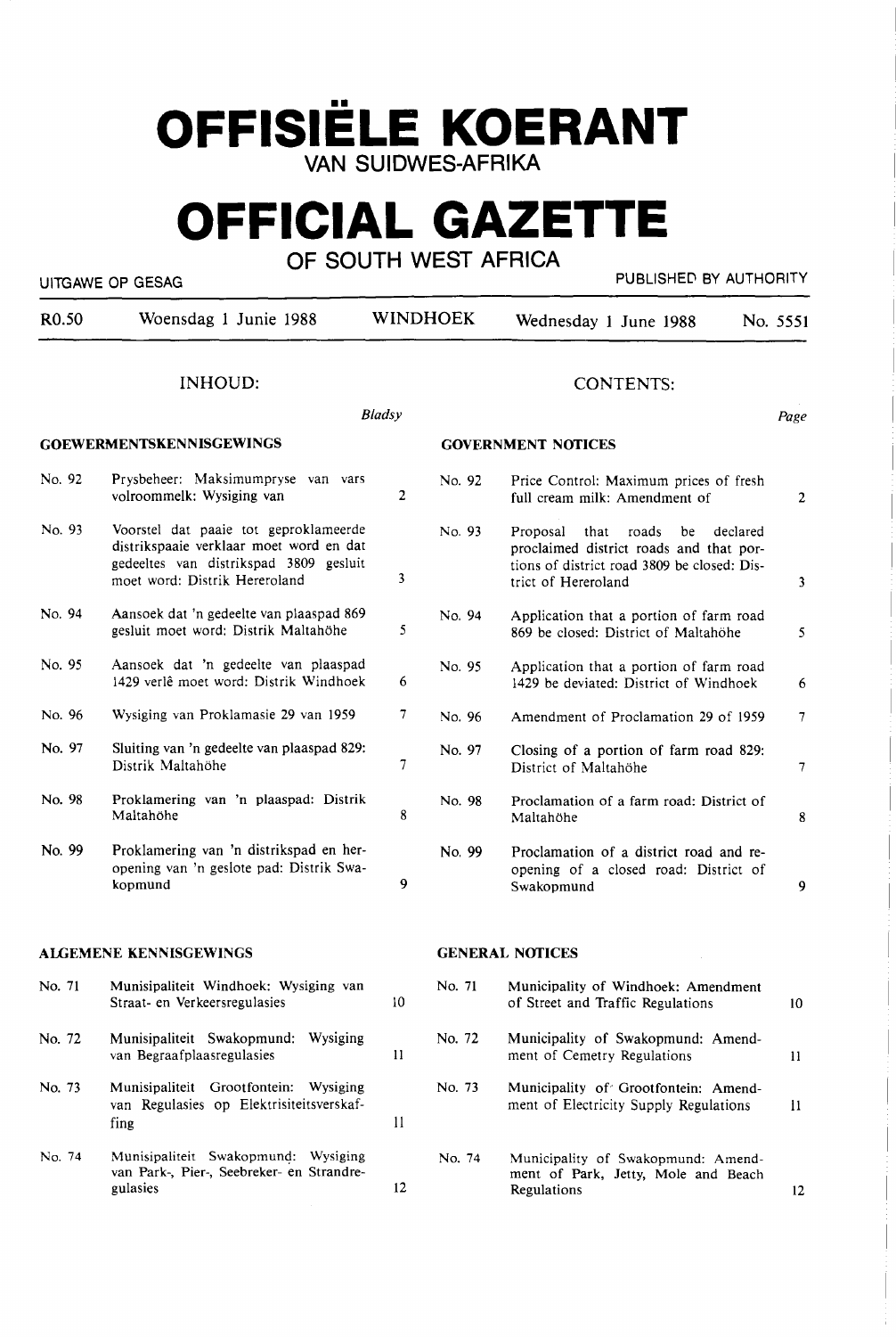# OFFISIËLE KOERANT
## VAN SUIDWES-AFRIKA

# OFFICIAL GAZETTE
## OF SOUTH WEST AFRICA

UITGAWE OP GESAG — PUBLISHED BY AUTHORITY

| R0.50 | Woensdag 1 Junie 1988 | WINDHOEK | Wednesday 1 June 1988 | No. 5551 |
|---|---|---|---|---|

## INHOUD:

*Bladsy*

### GOEWERMENTSKENNISGEWINGS

| No. | | Bladsy |
|---|---|---|
| No. 92 | Prysbeheer: Maksimumpryse van vars volroommelk: Wysiging van | 2 |
| No. 93 | Voorstel dat paaie tot geproklameerde distrikspaaie verklaar moet word en dat gedeeltes van distrikspad 3809 gesluit moet word: Distrik Hereroland | 3 |
| No. 94 | Aansoek dat 'n gedeelte van plaaspad 869 gesluit moet word: Distrik Maltahöhe | 5 |
| No. 95 | Aansoek dat 'n gedeelte van plaaspad 1429 verlê moet word: Distrik Windhoek | 6 |
| No. 96 | Wysiging van Proklamasie 29 van 1959 | 7 |
| No. 97 | Sluiting van 'n gedeelte van plaaspad 829: Distrik Maltahöhe | 7 |
| No. 98 | Proklamering van 'n plaaspad: Distrik Maltahöhe | 8 |
| No. 99 | Proklamering van 'n distrikspad en heropening van 'n geslote pad: Distrik Swakopmund | 9 |

### ALGEMENE KENNISGEWINGS

| No. | | Bladsy |
|---|---|---|
| No. 71 | Munisipaliteit Windhoek: Wysiging van Straat- en Verkeersregulasies | 10 |
| No. 72 | Munisipaliteit Swakopmund: Wysiging van Begraafplaasregulasies | 11 |
| No. 73 | Munisipaliteit Grootfontein: Wysiging van Regulasies op Elektrisiteitsverskaffing | 11 |
| No. 74 | Munisipaliteit Swakopmund: Wysiging van Park-, Pier-, Seebreker- en Strandregulasies | 12 |

## CONTENTS:

*Page*

### GOVERNMENT NOTICES

| No. | | Page |
|---|---|---|
| No. 92 | Price Control: Maximum prices of fresh full cream milk: Amendment of | 2 |
| No. 93 | Proposal that roads be declared proclaimed district roads and that portions of district road 3809 be closed: District of Hereroland | 3 |
| No. 94 | Application that a portion of farm road 869 be closed: District of Maltahöhe | 5 |
| No. 95 | Application that a portion of farm road 1429 be deviated: District of Windhoek | 6 |
| No. 96 | Amendment of Proclamation 29 of 1959 | 7 |
| No. 97 | Closing of a portion of farm road 829: District of Maltahöhe | 7 |
| No. 98 | Proclamation of a farm road: District of Maltahöhe | 8 |
| No. 99 | Proclamation of a district road and reopening of a closed road: District of Swakopmund | 9 |

### GENERAL NOTICES

| No. | | Page |
|---|---|---|
| No. 71 | Municipality of Windhoek: Amendment of Street and Traffic Regulations | 10 |
| No. 72 | Municipality of Swakopmund: Amendment of Cemetry Regulations | 11 |
| No. 73 | Municipality of Grootfontein: Amendment of Electricity Supply Regulations | 11 |
| No. 74 | Municipality of Swakopmund: Amendment of Park, Jetty, Mole and Beach Regulations | 12 |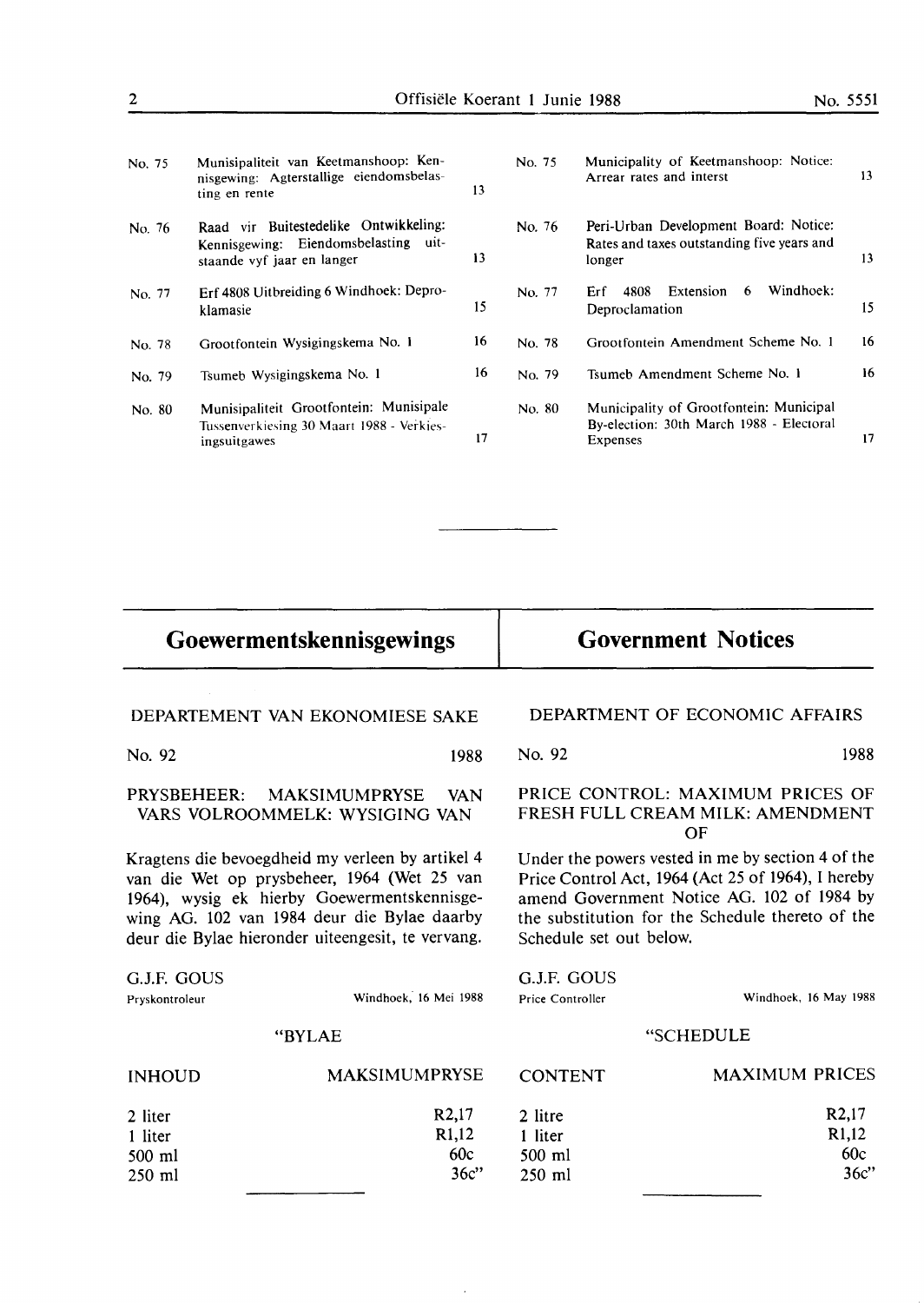| No. | Afrikaans | Page | No. | English | Page |
|---|---|---|---|---|---|
| No. 75 | Munisipaliteit van Keetmanshoop: Kennisgewing: Agterstallige eiendomsbelasting en rente | 13 | No. 75 | Municipality of Keetmanshoop: Notice: Arrear rates and interst | 13 |
| No. 76 | Raad vir Buitestedelike Ontwikkeling: Kennisgewing: Eiendomsbelasting uitstaande vyf jaar en langer | 13 | No. 76 | Peri-Urban Development Board: Notice: Rates and taxes outstanding five years and longer | 13 |
| No. 77 | Erf 4808 Uitbreiding 6 Windhoek: Deproklamasie | 15 | No. 77 | Erf 4808 Extension 6 Windhoek: Deproclamation | 15 |
| No. 78 | Grootfontein Wysigingskema No. 1 | 16 | No. 78 | Grootfontein Amendment Scheme No. 1 | 16 |
| No. 79 | Tsumeb Wysigingskema No. 1 | 16 | No. 79 | Tsumeb Amendment Scheme No. 1 | 16 |
| No. 80 | Munisipaliteit Grootfontein: Munisipale Tussenverkiesing 30 Maart 1988 - Verkiesingsuitgawes | 17 | No. 80 | Municipality of Grootfontein: Municipal By-election: 30th March 1988 - Electoral Expenses | 17 |

# Goewermentskennisgewings

## DEPARTEMENT VAN EKONOMIESE SAKE

No. 92 1988

### PRYSBEHEER: MAKSIMUMPRYSE VAN VARS VOLROOMMELK: WYSIGING VAN

Kragtens die bevoegdheid my verleen by artikel 4 van die Wet op prysbeheer, 1964 (Wet 25 van 1964), wysig ek hierby Goewermentskennisgewing AG. 102 van 1984 deur die Bylae daarby deur die Bylae hieronder uiteengesit, te vervang.

G.J.F. GOUS
Pryskontroleur

Windhoek, 16 Mei 1988

"BYLAE

| INHOUD | MAKSIMUMPRYSE |
|---|---|
| 2 liter | R2,17 |
| 1 liter | R1,12 |
| 500 ml | 60c |
| 250 ml | 36c" |

# Government Notices

## DEPARTMENT OF ECONOMIC AFFAIRS

No. 92 1988

### PRICE CONTROL: MAXIMUM PRICES OF FRESH FULL CREAM MILK: AMENDMENT OF

Under the powers vested in me by section 4 of the Price Control Act, 1964 (Act 25 of 1964), I hereby amend Government Notice AG. 102 of 1984 by the substitution for the Schedule thereto of the Schedule set out below.

G.J.F. GOUS
Price Controller

Windhoek, 16 May 1988

"SCHEDULE

| CONTENT | MAXIMUM PRICES |
|---|---|
| 2 litre | R2,17 |
| 1 liter | R1,12 |
| 500 ml | 60c |
| 250 ml | 36c" |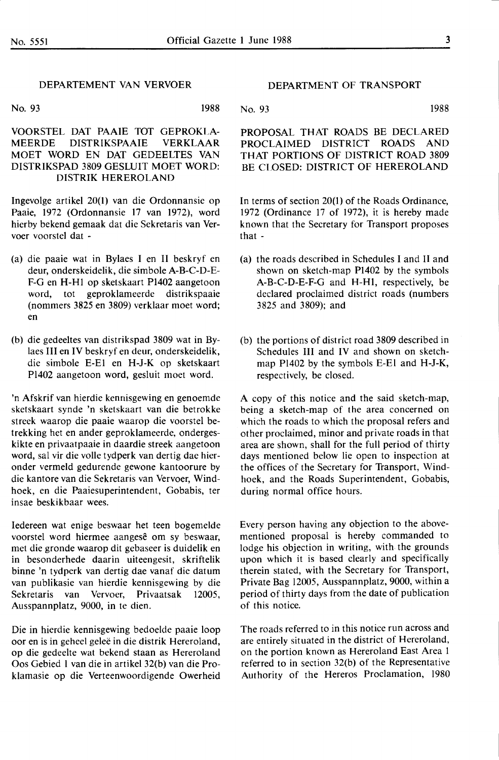## DEPARTEMENT VAN VERVOER

No. 93 1988

### VOORSTEL DAT PAAIE TOT GEPROKLAMEERDE DISTRIKSPAAIE VERKLAAR MOET WORD EN DAT GEDEELTES VAN DISTRIKSPAD 3809 GESLUIT MOET WORD: DISTRIK HEREROLAND

Ingevolge artikel 20(1) van die Ordonnansie op Paaie, 1972 (Ordonnansie 17 van 1972), word hierby bekend gemaak dat die Sekretaris van Vervoer voorstel dat -

(a) die paaie wat in Bylaes I en II beskryf en deur, onderskeidelik, die simbole A-B-C-D-E-F-G en H-H1 op sketskaart P1402 aangetoon word, tot geproklameerde distrikspaaie (nommers 3825 en 3809) verklaar moet word; en

(b) die gedeeltes van distrikspad 3809 wat in Bylaes III en IV beskryf en deur, onderskeidelik, die simbole E-E1 en H-J-K op sketskaart P1402 aangetoon word, gesluit moet word.

'n Afskrif van hierdie kennisgewing en genoemde sketskaart synde 'n sketskaart van die betrokke streek waarop die paaie waarop die voorstel betrekking het en ander geproklameerde, ondergeskikte en privaatpaaie in daardie streek aangetoon word, sal vir die volle tydperk van dertig dae hieronder vermeld gedurende gewone kantoorure by die kantore van die Sekretaris van Vervoer, Windhoek, en die Paaiesuperintendent, Gobabis, ter insae beskikbaar wees.

Iedereen wat enige beswaar het teen bogemelde voorstel word hiermee aangesê om sy beswaar, met die gronde waarop dit gebaseer is duidelik en in besonderhede daarin uiteengesit, skriftelik binne 'n tydperk van dertig dae vanaf die datum van publikasie van hierdie kennisgewing by die Sekretaris van Vervoer, Privaatsak 12005, Ausspannplatz, 9000, in te dien.

Die in hierdie kennisgewing bedoelde paaie loop oor en is in geheel geleë in die distrik Hereroland, op die gedeelte wat bekend staan as Hereroland Oos Gebied 1 van die in artikel 32(b) van die Proklamasie op die Verteenwoordigende Owerheid

## DEPARTMENT OF TRANSPORT

No. 93 1988

### PROPOSAL THAT ROADS BE DECLARED PROCLAIMED DISTRICT ROADS AND THAT PORTIONS OF DISTRICT ROAD 3809 BE CLOSED: DISTRICT OF HEREROLAND

In terms of section 20(1) of the Roads Ordinance, 1972 (Ordinance 17 of 1972), it is hereby made known that the Secretary for Transport proposes that -

(a) the roads described in Schedules I and II and shown on sketch-map P1402 by the symbols A-B-C-D-E-F-G and H-H1, respectively, be declared proclaimed district roads (numbers 3825 and 3809); and

(b) the portions of district road 3809 described in Schedules III and IV and shown on sketch-map P1402 by the symbols E-E1 and H-J-K, respectively, be closed.

A copy of this notice and the said sketch-map, being a sketch-map of the area concerned on which the roads to which the proposal refers and other proclaimed, minor and private roads in that area are shown, shall for the full period of thirty days mentioned below lie open to inspection at the offices of the Secretary for Transport, Windhoek, and the Roads Superintendent, Gobabis, during normal office hours.

Every person having any objection to the abovementioned proposal is hereby commanded to lodge his objection in writing, with the grounds upon which it is based clearly and specifically therein stated, with the Secretary for Transport, Private Bag 12005, Ausspannplatz, 9000, within a period of thirty days from the date of publication of this notice.

The roads referred to in this notice run across and are entirely situated in the district of Hereroland, on the portion known as Hereroland East Area 1 referred to in section 32(b) of the Representative Authority of the Hereros Proclamation, 1980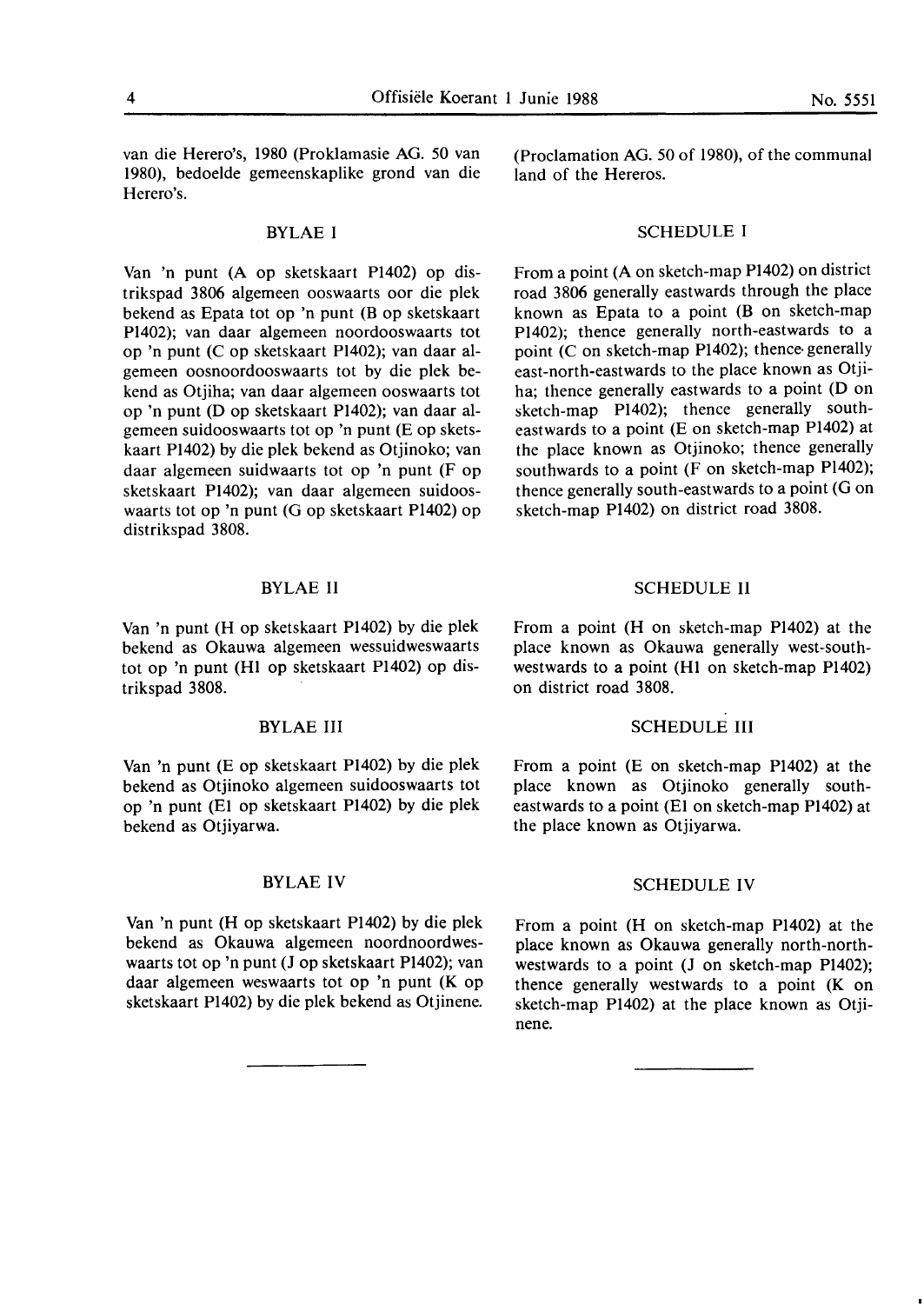van die Herero's, 1980 (Proklamasie AG. 50 van 1980), bedoelde gemeenskaplike grond van die Herero's.

## BYLAE I

Van 'n punt (A op sketskaart P1402) op distrikspad 3806 algemeen ooswaarts oor die plek bekend as Epata tot op 'n punt (B op sketskaart P1402); van daar algemeen noordooswaarts tot op 'n punt (C op sketskaart P1402); van daar algemeen oosnoordooswaarts tot by die plek bekend as Otjiha; van daar algemeen ooswaarts tot op 'n punt (D op sketskaart P1402); van daar algemeen suidooswaarts tot op 'n punt (E op sketskaart P1402) by die plek bekend as Otjinoko; van daar algemeen suidwaarts tot op 'n punt (F op sketskaart P1402); van daar algemeen suidooswaarts tot op 'n punt (G op sketskaart P1402) op distrikspad 3808.

## BYLAE II

Van 'n punt (H op sketskaart P1402) by die plek bekend as Okauwa algemeen wessuidweswaarts tot op 'n punt (H1 op sketskaart P1402) op distrikspad 3808.

## BYLAE III

Van 'n punt (E op sketskaart P1402) by die plek bekend as Otjinoko algemeen suidooswaarts tot op 'n punt (E1 op sketskaart P1402) by die plek bekend as Otjiyarwa.

## BYLAE IV

Van 'n punt (H op sketskaart P1402) by die plek bekend as Okauwa algemeen noordnoordweswaarts tot op 'n punt (J op sketskaart P1402); van daar algemeen weswaarts tot op 'n punt (K op sketskaart P1402) by die plek bekend as Otjinene.

---

(Proclamation AG. 50 of 1980), of the communal land of the Hereros.

## SCHEDULE I

From a point (A on sketch-map P1402) on district road 3806 generally eastwards through the place known as Epata to a point (B on sketch-map P1402); thence generally north-eastwards to a point (C on sketch-map P1402); thence generally east-north-eastwards to the place known as Otjiha; thence generally eastwards to a point (D on sketch-map P1402); thence generally south-eastwards to a point (E on sketch-map P1402) at the place known as Otjinoko; thence generally southwards to a point (F on sketch-map P1402); thence generally south-eastwards to a point (G on sketch-map P1402) on district road 3808.

## SCHEDULE II

From a point (H on sketch-map P1402) at the place known as Okauwa generally west-south-westwards to a point (H1 on sketch-map P1402) on district road 3808.

## SCHEDULE III

From a point (E on sketch-map P1402) at the place known as Otjinoko generally south-eastwards to a point (E1 on sketch-map P1402) at the place known as Otjiyarwa.

## SCHEDULE IV

From a point (H on sketch-map P1402) at the place known as Okauwa generally north-north-westwards to a point (J on sketch-map P1402); thence generally westwards to a point (K on sketch-map P1402) at the place known as Otjinene.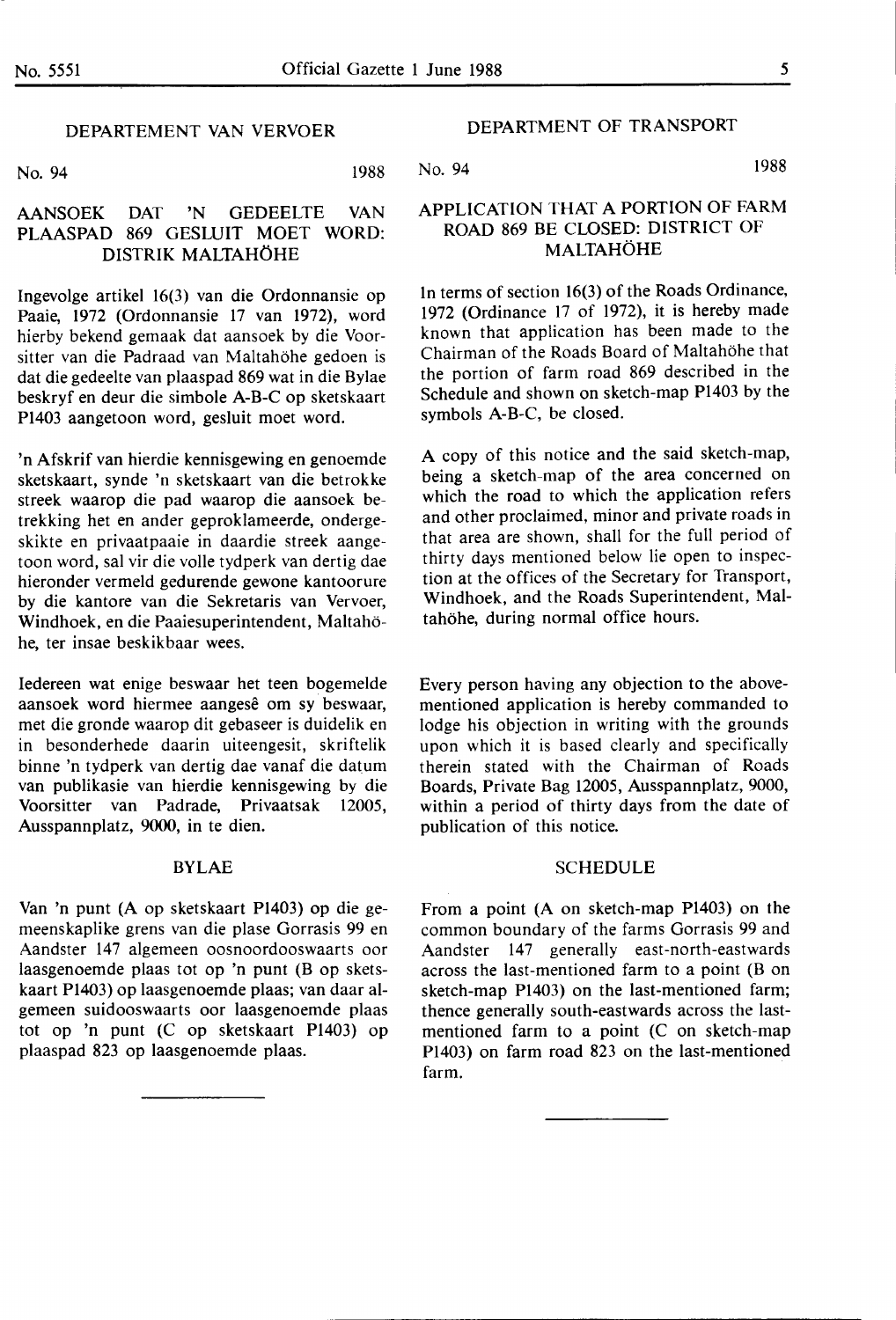## DEPARTEMENT VAN VERVOER

No. 94 1988

### AANSOEK DAT 'N GEDEELTE VAN PLAASPAD 869 GESLUIT MOET WORD: DISTRIK MALTAHÖHE

Ingevolge artikel 16(3) van die Ordonnansie op Paaie, 1972 (Ordonnansie 17 van 1972), word hierby bekend gemaak dat aansoek by die Voorsitter van die Padraad van Maltahöhe gedoen is dat die gedeelte van plaaspad 869 wat in die Bylae beskryf en deur die simbole A-B-C op sketskaart P1403 aangetoon word, gesluit moet word.

'n Afskrif van hierdie kennisgewing en genoemde sketskaart, synde 'n sketskaart van die betrokke streek waarop die pad waarop die aansoek betrekking het en ander geproklameerde, ondergeskikte en privaatpaaie in daardie streek aangetoon word, sal vir die volle tydperk van dertig dae hieronder vermeld gedurende gewone kantoorure by die kantore van die Sekretaris van Vervoer, Windhoek, en die Paaiesuperintendent, Maltahöhe, ter insae beskikbaar wees.

Iedereen wat enige beswaar het teen bogemelde aansoek word hiermee aangesê om sy beswaar, met die gronde waarop dit gebaseer is duidelik en in besonderhede daarin uiteengesit, skriftelik binne 'n tydperk van dertig dae vanaf die datum van publikasie van hierdie kennisgewing by die Voorsitter van Padrade, Privaatsak 12005, Ausspannplatz, 9000, in te dien.

#### BYLAE

Van 'n punt (A op sketskaart P1403) op die gemeenskaplike grens van die plase Gorrasis 99 en Aandster 147 algemeen oosnoordooswaarts oor laasgenoemde plaas tot op 'n punt (B op sketskaart P1403) op laasgenoemde plaas; van daar algemeen suidooswaarts oor laasgenoemde plaas tot op 'n punt (C op sketskaart P1403) op plaaspad 823 op laasgenoemde plaas.

---

## DEPARTMENT OF TRANSPORT

No. 94 1988

### APPLICATION THAT A PORTION OF FARM ROAD 869 BE CLOSED: DISTRICT OF MALTAHÖHE

In terms of section 16(3) of the Roads Ordinance, 1972 (Ordinance 17 of 1972), it is hereby made known that application has been made to the Chairman of the Roads Board of Maltahöhe that the portion of farm road 869 described in the Schedule and shown on sketch-map P1403 by the symbols A-B-C, be closed.

A copy of this notice and the said sketch-map, being a sketch-map of the area concerned on which the road to which the application refers and other proclaimed, minor and private roads in that area are shown, shall for the full period of thirty days mentioned below lie open to inspection at the offices of the Secretary for Transport, Windhoek, and the Roads Superintendent, Maltahöhe, during normal office hours.

Every person having any objection to the abovementioned application is hereby commanded to lodge his objection in writing with the grounds upon which it is based clearly and specifically therein stated with the Chairman of Roads Boards, Private Bag 12005, Ausspannplatz, 9000, within a period of thirty days from the date of publication of this notice.

#### SCHEDULE

From a point (A on sketch-map P1403) on the common boundary of the farms Gorrasis 99 and Aandster 147 generally east-north-eastwards across the last-mentioned farm to a point (B on sketch-map P1403) on the last-mentioned farm; thence generally south-eastwards across the last-mentioned farm to a point (C on sketch-map P1403) on farm road 823 on the last-mentioned farm.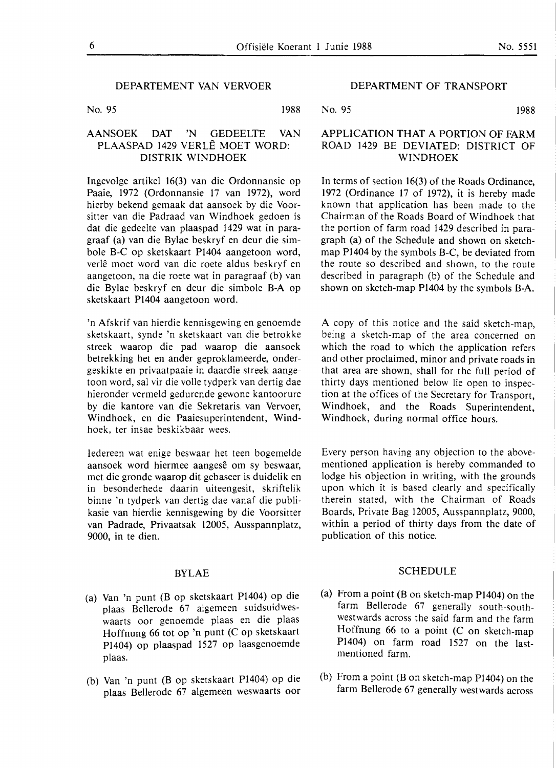## DEPARTEMENT VAN VERVOER

No. 95 1988

### AANSOEK DAT 'N GEDEELTE VAN PLAASPAD 1429 VERLÊ MOET WORD: DISTRIK WINDHOEK

Ingevolge artikel 16(3) van die Ordonnansie op Paaie, 1972 (Ordonnansie 17 van 1972), word hierby bekend gemaak dat aansoek by die Voorsitter van die Padraad van Windhoek gedoen is dat die gedeelte van plaaspad 1429 wat in paragraaf (a) van die Bylae beskryf en deur die simbole B-C op sketskaart P1404 aangetoon word, verlê moet word van die roete aldus beskryf en aangetoon, na die roete wat in paragraaf (b) van die Bylae beskryf en deur die simbole B-A op sketskaart P1404 aangetoon word.

'n Afskrif van hierdie kennisgewing en genoemde sketskaart, synde 'n sketskaart van die betrokke streek waarop die pad waarop die aansoek betrekking het en ander geproklameerde, ondergeskikte en privaatpaaie in daardie streek aangetoon word, sal vir die volle tydperk van dertig dae hieronder vermeld gedurende gewone kantoorure by die kantore van die Sekretaris van Vervoer, Windhoek, en die Paaiesuperintendent, Windhoek, ter insae beskikbaar wees.

Iedereen wat enige beswaar het teen bogemelde aansoek word hiermee aangesê om sy beswaar, met die gronde waarop dit gebaseer is duidelik en in besonderhede daarin uiteengesit, skriftelik binne 'n tydperk van dertig dae vanaf die publikasie van hierdie kennisgewing by die Voorsitter van Padrade, Privaatsak 12005, Ausspannplatz, 9000, in te dien.

#### BYLAE

(a) Van 'n punt (B op sketskaart P1404) op die plaas Bellerode 67 algemeen suidsuidweswaarts oor genoemde plaas en die plaas Hoffnung 66 tot op 'n punt (C op sketskaart P1404) op plaaspad 1527 op laasgenoemde plaas.

(b) Van 'n punt (B op sketskaart P1404) op die plaas Bellerode 67 algemeen weswaarts oor

## DEPARTMENT OF TRANSPORT

No. 95 1988

### APPLICATION THAT A PORTION OF FARM ROAD 1429 BE DEVIATED: DISTRICT OF WINDHOEK

In terms of section 16(3) of the Roads Ordinance, 1972 (Ordinance 17 of 1972), it is hereby made known that application has been made to the Chairman of the Roads Board of Windhoek that the portion of farm road 1429 described in paragraph (a) of the Schedule and shown on sketch-map P1404 by the symbols B-C, be deviated from the route so described and shown, to the route described in paragraph (b) of the Schedule and shown on sketch-map P1404 by the symbols B-A.

A copy of this notice and the said sketch-map, being a sketch-map of the area concerned on which the road to which the application refers and other proclaimed, minor and private roads in that area are shown, shall for the full period of thirty days mentioned below lie open to inspection at the offices of the Secretary for Transport, Windhoek, and the Roads Superintendent, Windhoek, during normal office hours.

Every person having any objection to the above-mentioned application is hereby commanded to lodge his objection in writing, with the grounds upon which it is based clearly and specifically therein stated, with the Chairman of Roads Boards, Private Bag 12005, Ausspannplatz, 9000, within a period of thirty days from the date of publication of this notice.

#### SCHEDULE

(a) From a point (B on sketch-map P1404) on the farm Bellerode 67 generally south-south-westwards across the said farm and the farm Hoffnung 66 to a point (C on sketch-map P1404) on farm road 1527 on the last-mentioned farm.

(b) From a point (B on sketch-map P1404) on the farm Bellerode 67 generally westwards across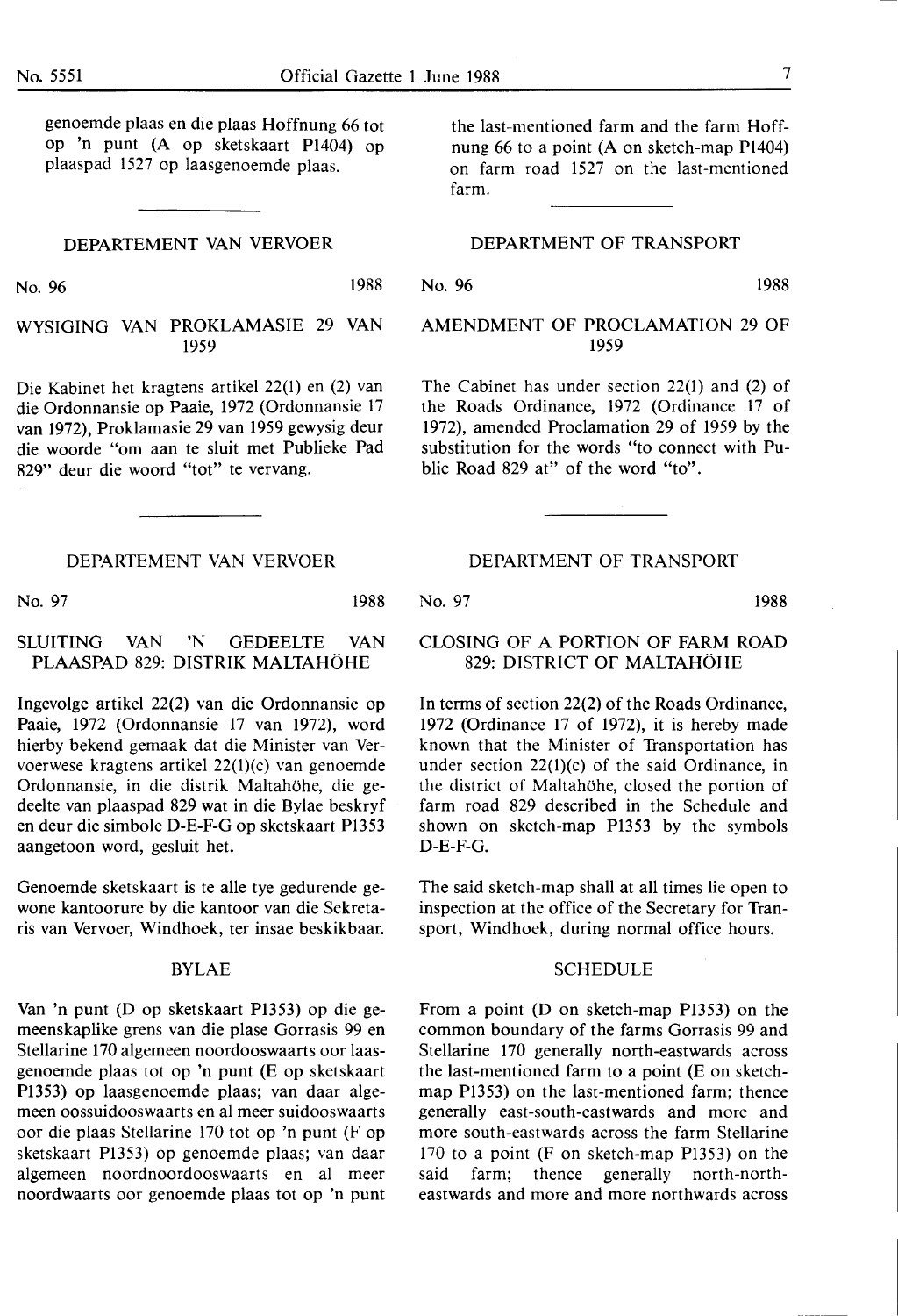genoemde plaas en die plaas Hoffnung 66 tot op 'n punt (A op sketskaart P1404) op plaaspad 1527 op laasgenoemde plaas.

the last-mentioned farm and the farm Hoffnung 66 to a point (A on sketch-map P1404) on farm road 1527 on the last-mentioned farm.

---

## DEPARTEMENT VAN VERVOER

No. 96 1988

### WYSIGING VAN PROKLAMASIE 29 VAN 1959

Die Kabinet het kragtens artikel 22(1) en (2) van die Ordonnansie op Paaie, 1972 (Ordonnansie 17 van 1972), Proklamasie 29 van 1959 gewysig deur die woorde "om aan te sluit met Publieke Pad 829" deur die woord "tot" te vervang.

## DEPARTMENT OF TRANSPORT

No. 96 1988

### AMENDMENT OF PROCLAMATION 29 OF 1959

The Cabinet has under section 22(1) and (2) of the Roads Ordinance, 1972 (Ordinance 17 of 1972), amended Proclamation 29 of 1959 by the substitution for the words "to connect with Public Road 829 at" of the word "to".

---

## DEPARTEMENT VAN VERVOER

No. 97 1988

### SLUITING VAN 'N GEDEELTE VAN PLAASPAD 829: DISTRIK MALTAHÖHE

Ingevolge artikel 22(2) van die Ordonnansie op Paaie, 1972 (Ordonnansie 17 van 1972), word hierby bekend gemaak dat die Minister van Vervoerwese kragtens artikel 22(1)(c) van genoemde Ordonnansie, in die distrik Maltahöhe, die gedeelte van plaaspad 829 wat in die Bylae beskryf en deur die simbole D-E-F-G op sketskaart P1353 aangetoon word, gesluit het.

Genoemde sketskaart is te alle tye gedurende gewone kantoorure by die kantoor van die Sekretaris van Vervoer, Windhoek, ter insae beskikbaar.

#### BYLAE

Van 'n punt (D op sketskaart P1353) op die gemeenskaplike grens van die plase Gorrasis 99 en Stellarine 170 algemeen noordooswaarts oor laasgenoemde plaas tot op 'n punt (E op sketskaart P1353) op laasgenoemde plaas; van daar algemeen oossuidooswaarts en al meer suidooswaarts oor die plaas Stellarine 170 tot op 'n punt (F op sketskaart P1353) op genoemde plaas; van daar algemeen noordnoordooswaarts en al meer noordwaarts oor genoemde plaas tot op 'n punt

## DEPARTMENT OF TRANSPORT

No. 97 1988

### CLOSING OF A PORTION OF FARM ROAD 829: DISTRICT OF MALTAHÖHE

In terms of section 22(2) of the Roads Ordinance, 1972 (Ordinance 17 of 1972), it is hereby made known that the Minister of Transportation has under section 22(1)(c) of the said Ordinance, in the district of Maltahöhe, closed the portion of farm road 829 described in the Schedule and shown on sketch-map P1353 by the symbols D-E-F-G.

The said sketch-map shall at all times lie open to inspection at the office of the Secretary for Transport, Windhoek, during normal office hours.

#### SCHEDULE

From a point (D on sketch-map P1353) on the common boundary of the farms Gorrasis 99 and Stellarine 170 generally north-eastwards across the last-mentioned farm to a point (E on sketch-map P1353) on the last-mentioned farm; thence generally east-south-eastwards and more and more south-eastwards across the farm Stellarine 170 to a point (F on sketch-map P1353) on the said farm; thence generally north-north-eastwards and more and more northwards across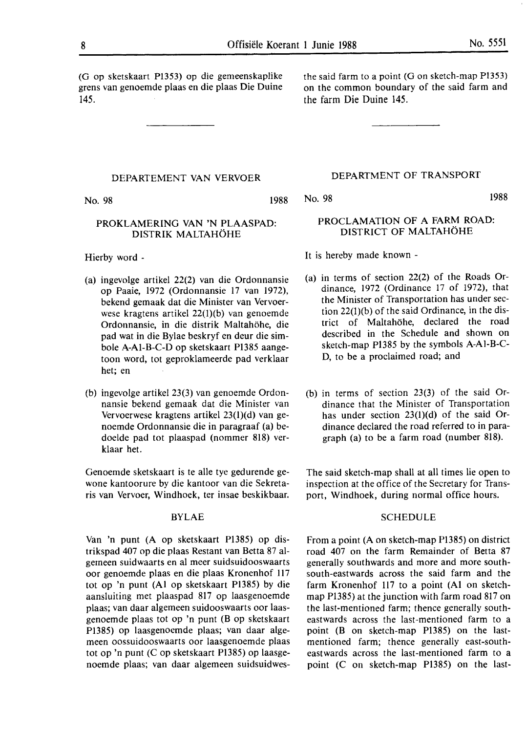(G op sketskaart P1353) op die gemeenskaplike grens van genoemde plaas en die plaas Die Duine 145.

the said farm to a point (G on sketch-map P1353) on the common boundary of the said farm and the farm Die Duine 145.

---

## DEPARTEMENT VAN VERVOER

No. 98 1988

### PROKLAMERING VAN 'N PLAASPAD: DISTRIK MALTAHÖHE

Hierby word -

(a) ingevolge artikel 22(2) van die Ordonnansie op Paaie, 1972 (Ordonnansie 17 van 1972), bekend gemaak dat die Minister van Vervoerwese kragtens artikel 22(1)(b) van genoemde Ordonnansie, in die distrik Maltahöhe, die pad wat in die Bylae beskryf en deur die simbole A-A1-B-C-D op sketskaart P1385 aangetoon word, tot geproklameerde pad verklaar het; en

(b) ingevolge artikel 23(3) van genoemde Ordonnansie bekend gemaak dat die Minister van Vervoerwese kragtens artikel 23(1)(d) van genoemde Ordonnansie die in paragraaf (a) bedoelde pad tot plaaspad (nommer 818) verklaar het.

Genoemde sketskaart is te alle tye gedurende gewone kantoorure by die kantoor van die Sekretaris van Vervoer, Windhoek, ter insae beskikbaar.

#### BYLAE

Van 'n punt (A op sketskaart P1385) op distrikspad 407 op die plaas Restant van Betta 87 algemeen suidwaarts en al meer suidsuidooswaarts oor genoemde plaas en die plaas Kronenhof 117 tot op 'n punt (A1 op sketskaart P1385) by die aansluiting met plaaspad 817 op laasgenoemde plaas; van daar algemeen suidooswaarts oor laasgenoemde plaas tot op 'n punt (B op sketskaart P1385) op laasgenoemde plaas; van daar algemeen oossuidooswaarts oor laasgenoemde plaas tot op 'n punt (C op sketskaart P1385) op laasgenoemde plaas; van daar algemeen suidsuidwes-

## DEPARTMENT OF TRANSPORT

No. 98 1988

### PROCLAMATION OF A FARM ROAD: DISTRICT OF MALTAHÖHE

It is hereby made known -

(a) in terms of section 22(2) of the Roads Ordinance, 1972 (Ordinance 17 of 1972), that the Minister of Transportation has under section 22(1)(b) of the said Ordinance, in the district of Maltahöhe, declared the road described in the Schedule and shown on sketch-map P1385 by the symbols A-A1-B-C-D, to be a proclaimed road; and

(b) in terms of section 23(3) of the said Ordinance that the Minister of Transportation has under section 23(1)(d) of the said Ordinance declared the road referred to in paragraph (a) to be a farm road (number 818).

The said sketch-map shall at all times lie open to inspection at the office of the Secretary for Transport, Windhoek, during normal office hours.

#### SCHEDULE

From a point (A on sketch-map P1385) on district road 407 on the farm Remainder of Betta 87 generally southwards and more and more south-south-eastwards across the said farm and the farm Kronenhof 117 to a point (A1 on sketch-map P1385) at the junction with farm road 817 on the last-mentioned farm; thence generally south-eastwards across the last-mentioned farm to a point (B on sketch-map P1385) on the last-mentioned farm; thence generally east-south-eastwards across the last-mentioned farm to a point (C on sketch-map P1385) on the last-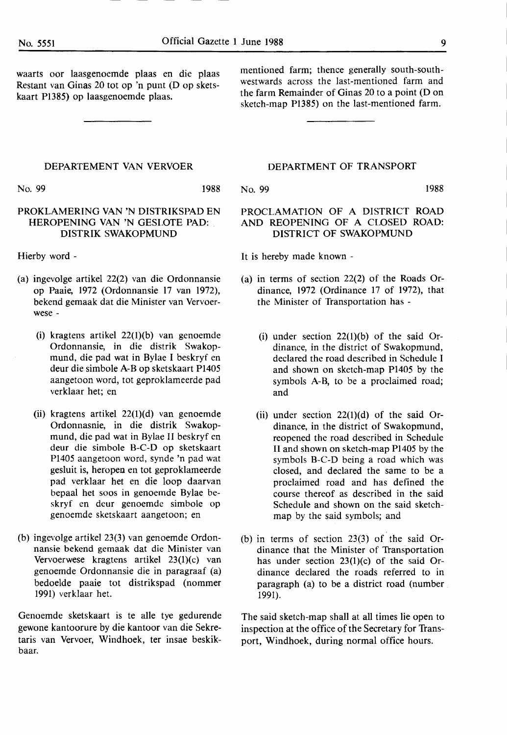waarts oor laasgenoemde plaas en die plaas Restant van Ginas 20 tot op 'n punt (D op sketskaart P1385) op laasgenoemde plaas.

mentioned farm; thence generally south-southwestwards across the last-mentioned farm and the farm Remainder of Ginas 20 to a point (D on sketch-map P1385) on the last-mentioned farm.

---

DEPARTEMENT VAN VERVOER

No. 99 1988

PROKLAMERING VAN 'N DISTRIKSPAD EN HEROPENING VAN 'N GESLOTE PAD: DISTRIK SWAKOPMUND

Hierby word -

(a) ingevolge artikel 22(2) van die Ordonnansie op Paaie, 1972 (Ordonnansie 17 van 1972), bekend gemaak dat die Minister van Vervoerwese -

(i) kragtens artikel 22(1)(b) van genoemde Ordonnansie, in die distrik Swakopmund, die pad wat in Bylae I beskryf en deur die simbole A-B op sketskaart P1405 aangetoon word, tot geproklameerde pad verklaar het; en

(ii) kragtens artikel 22(1)(d) van genoemde Ordonnasnie, in die distrik Swakopmund, die pad wat in Bylae II beskryf en deur die simbole B-C-D op sketskaart P1405 aangetoon word, synde 'n pad wat gesluit is, heropen en tot geproklameerde pad verklaar het en die loop daarvan bepaal het soos in genoemde Bylae beskryf en deur genoemde simbole op genoemde sketskaart aangetoon; en

(b) ingevolge artikel 23(3) van genoemde Ordonnansie bekend gemaak dat die Minister van Vervoerwese kragtens artikel 23(1)(c) van genoemde Ordonnansie die in paragraaf (a) bedoelde paaie tot distrikspad (nommer 1991) verklaar het.

Genoemde sketskaart is te alle tye gedurende gewone kantoorure by die kantoor van die Sekretaris van Vervoer, Windhoek, ter insae beskikbaar.

DEPARTMENT OF TRANSPORT

No. 99 1988

PROCLAMATION OF A DISTRICT ROAD AND REOPENING OF A CLOSED ROAD: DISTRICT OF SWAKOPMUND

It is hereby made known -

(a) in terms of section 22(2) of the Roads Ordinance, 1972 (Ordinance 17 of 1972), that the Minister of Transportation has -

(i) under section 22(1)(b) of the said Ordinance, in the district of Swakopmund, declared the road described in Schedule I and shown on sketch-map P1405 by the symbols A-B, to be a proclaimed road; and

(ii) under section 22(1)(d) of the said Ordinance, in the district of Swakopmund, reopened the road described in Schedule II and shown on sketch-map P1405 by the symbols B-C-D being a road which was closed, and declared the same to be a proclaimed road and has defined the course thereof as described in the said Schedule and shown on the said sketch-map by the said symbols; and

(b) in terms of section 23(3) of the said Ordinance that the Minister of Transportation has under section 23(1)(c) of the said Ordinance declared the roads referred to in paragraph (a) to be a district road (number 1991).

The said sketch-map shall at all times lie open to inspection at the office of the Secretary for Transport, Windhoek, during normal office hours.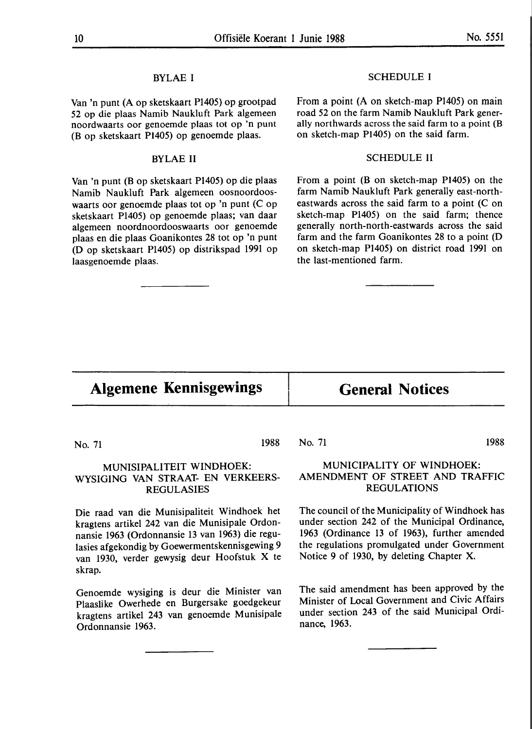### BYLAE I

Van 'n punt (A op sketskaart P1405) op grootpad 52 op die plaas Namib Naukluft Park algemeen noordwaarts oor genoemde plaas tot op 'n punt (B op sketskaart P1405) op genoemde plaas.

### BYLAE II

Van 'n punt (B op sketskaart P1405) op die plaas Namib Naukluft Park algemeen oosnoordooswaarts oor genoemde plaas tot op 'n punt (C op sketskaart P1405) op genoemde plaas; van daar algemeen noordnoordooswaarts oor genoemde plaas en die plaas Goanikontes 28 tot op 'n punt (D op sketskaart P1405) op distrikspad 1991 op laasgenoemde plaas.

### SCHEDULE I

From a point (A on sketch-map P1405) on main road 52 on the farm Namib Naukluft Park generally northwards across the said farm to a point (B on sketch-map P1405) on the said farm.

### SCHEDULE II

From a point (B on sketch-map P1405) on the farm Namib Naukluft Park generally east-north-eastwards across the said farm to a point (C on sketch-map P1405) on the said farm; thence generally north-north-eastwards across the said farm and the farm Goanikontes 28 to a point (D on sketch-map P1405) on district road 1991 on the last-mentioned farm.

---

# Algemene Kennisgewings

No. 71 1988

### MUNISIPALITEIT WINDHOEK: WYSIGING VAN STRAAT- EN VERKEERSREGULASIES

Die raad van die Munisipaliteit Windhoek het kragtens artikel 242 van die Munisipale Ordonnansie 1963 (Ordonnansie 13 van 1963) die regulasies afgekondig by Goewermentskennisgewing 9 van 1930, verder gewysig deur Hoofstuk X te skrap.

Genoemde wysiging is deur die Minister van Plaaslike Owerhede en Burgersake goedgekeur kragtens artikel 243 van genoemde Munisipale Ordonnansie 1963.

# General Notices

No. 71 1988

### MUNICIPALITY OF WINDHOEK: AMENDMENT OF STREET AND TRAFFIC REGULATIONS

The council of the Municipality of Windhoek has under section 242 of the Municipal Ordinance, 1963 (Ordinance 13 of 1963), further amended the regulations promulgated under Government Notice 9 of 1930, by deleting Chapter X.

The said amendment has been approved by the Minister of Local Government and Civic Affairs under section 243 of the said Municipal Ordinance, 1963.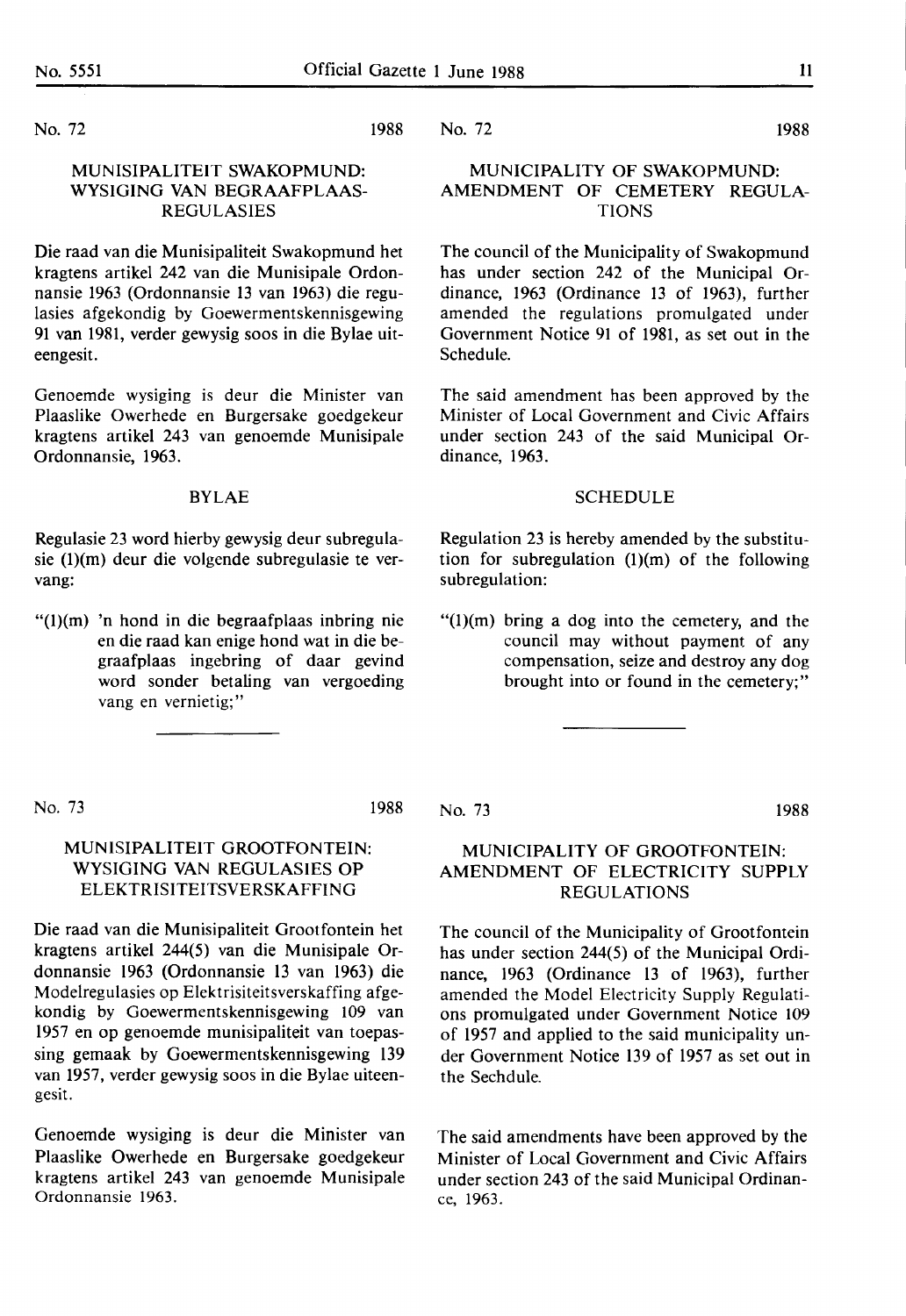No. 72 1988

## MUNISIPALITEIT SWAKOPMUND: WYSIGING VAN BEGRAAFPLAAS-REGULASIES

Die raad van die Munisipaliteit Swakopmund het kragtens artikel 242 van die Munisipale Ordonnansie 1963 (Ordonnansie 13 van 1963) die regulasies afgekondig by Goewermentskennisgewing 91 van 1981, verder gewysig soos in die Bylae uiteengesit.

Genoemde wysiging is deur die Minister van Plaaslike Owerhede en Burgersake goedgekeur kragtens artikel 243 van genoemde Munisipale Ordonnansie, 1963.

### BYLAE

Regulasie 23 word hierby gewysig deur subregulasie (1)(m) deur die volgende subregulasie te vervang:

"(1)(m) 'n hond in die begraafplaas inbring nie en die raad kan enige hond wat in die begraafplaas ingebring of daar gevind word sonder betaling van vergoeding vang en vernietig;"

---

No. 72 1988

## MUNICIPALITY OF SWAKOPMUND: AMENDMENT OF CEMETERY REGULATIONS

The council of the Municipality of Swakopmund has under section 242 of the Municipal Ordinance, 1963 (Ordinance 13 of 1963), further amended the regulations promulgated under Government Notice 91 of 1981, as set out in the Schedule.

The said amendment has been approved by the Minister of Local Government and Civic Affairs under section 243 of the said Municipal Ordinance, 1963.

### SCHEDULE

Regulation 23 is hereby amended by the substitution for subregulation (1)(m) of the following subregulation:

"(1)(m) bring a dog into the cemetery, and the council may without payment of any compensation, seize and destroy any dog brought into or found in the cemetery;"

---

No. 73 1988

## MUNISIPALITEIT GROOTFONTEIN: WYSIGING VAN REGULASIES OP ELEKTRISITEITSVERSKAFFING

Die raad van die Munisipaliteit Grootfontein het kragtens artikel 244(5) van die Munisipale Ordonnansie 1963 (Ordonnansie 13 van 1963) die Modelregulasies op Elektrisiteitsverskaffing afgekondig by Goewermentskennisgewing 109 van 1957 en op genoemde munisipaliteit van toepassing gemaak by Goewermentskennisgewing 139 van 1957, verder gewysig soos in die Bylae uiteengesit.

Genoemde wysiging is deur die Minister van Plaaslike Owerhede en Burgersake goedgekeur kragtens artikel 243 van genoemde Munisipale Ordonnansie 1963.

No. 73 1988

## MUNICIPALITY OF GROOTFONTEIN: AMENDMENT OF ELECTRICITY SUPPLY REGULATIONS

The council of the Municipality of Grootfontein has under section 244(5) of the Municipal Ordinance, 1963 (Ordinance 13 of 1963), further amended the Model Electricity Supply Regulations promulgated under Government Notice 109 of 1957 and applied to the said municipality under Government Notice 139 of 1957 as set out in the Sechdule.

The said amendments have been approved by the Minister of Local Government and Civic Affairs under section 243 of the said Municipal Ordinance, 1963.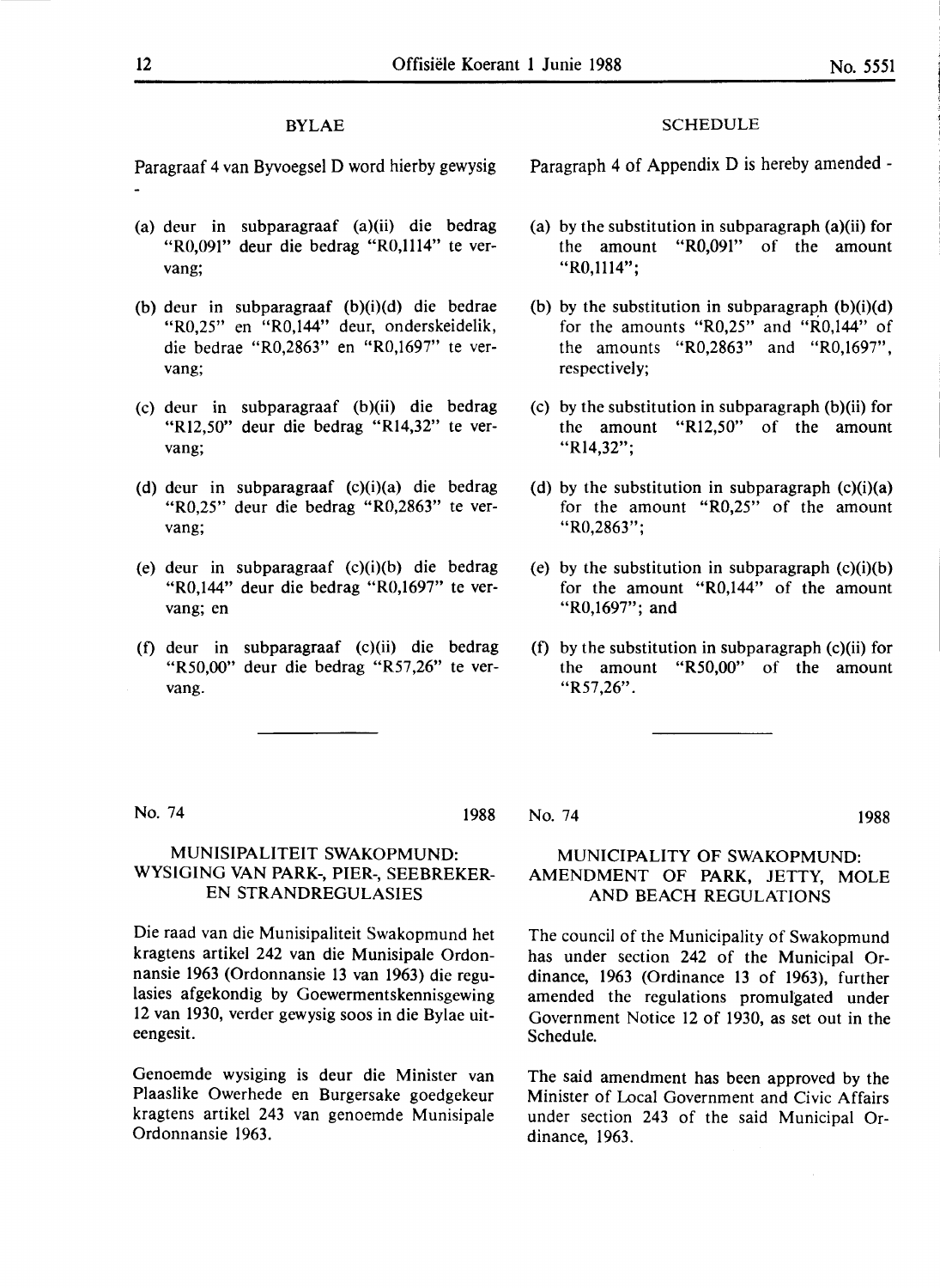## BYLAE

Paragraaf 4 van Byvoegsel D word hierby gewysig -

(a) deur in subparagraaf (a)(ii) die bedrag "R0,091" deur die bedrag "R0,1114" te vervang;

(b) deur in subparagraaf (b)(i)(d) die bedrae "R0,25" en "R0,144" deur, onderskeidelik, die bedrae "R0,2863" en "R0,1697" te vervang;

(c) deur in subparagraaf (b)(ii) die bedrag "R12,50" deur die bedrag "R14,32" te vervang;

(d) deur in subparagraaf (c)(i)(a) die bedrag "R0,25" deur die bedrag "R0,2863" te vervang;

(e) deur in subparagraaf (c)(i)(b) die bedrag "R0,144" deur die bedrag "R0,1697" te vervang; en

(f) deur in subparagraaf (c)(ii) die bedrag "R50,00" deur die bedrag "R57,26" te vervang.

---

## SCHEDULE

Paragraph 4 of Appendix D is hereby amended -

(a) by the substitution in subparagraph (a)(ii) for the amount "R0,091" of the amount "R0,1114";

(b) by the substitution in subparagraph (b)(i)(d) for the amounts "R0,25" and "R0,144" of the amounts "R0,2863" and "R0,1697", respectively;

(c) by the substitution in subparagraph (b)(ii) for the amount "R12,50" of the amount "R14,32";

(d) by the substitution in subparagraph (c)(i)(a) for the amount "R0,25" of the amount "R0,2863";

(e) by the substitution in subparagraph (c)(i)(b) for the amount "R0,144" of the amount "R0,1697"; and

(f) by the substitution in subparagraph (c)(ii) for the amount "R50,00" of the amount "R57,26".

---

No. 74 1988

## MUNISIPALITEIT SWAKOPMUND: WYSIGING VAN PARK-, PIER-, SEEBREKER- EN STRANDREGULASIES

Die raad van die Munisipaliteit Swakopmund het kragtens artikel 242 van die Munisipale Ordonnansie 1963 (Ordonnansie 13 van 1963) die regulasies afgekondig by Goewermentskennisgewing 12 van 1930, verder gewysig soos in die Bylae uiteengesit.

Genoemde wysiging is deur die Minister van Plaaslike Owerhede en Burgersake goedgekeur kragtens artikel 243 van genoemde Munisipale Ordonnansie 1963.

---

No. 74 1988

## MUNICIPALITY OF SWAKOPMUND: AMENDMENT OF PARK, JETTY, MOLE AND BEACH REGULATIONS

The council of the Municipality of Swakopmund has under section 242 of the Municipal Ordinance, 1963 (Ordinance 13 of 1963), further amended the regulations promulgated under Government Notice 12 of 1930, as set out in the Schedule.

The said amendment has been approved by the Minister of Local Government and Civic Affairs under section 243 of the said Municipal Ordinance, 1963.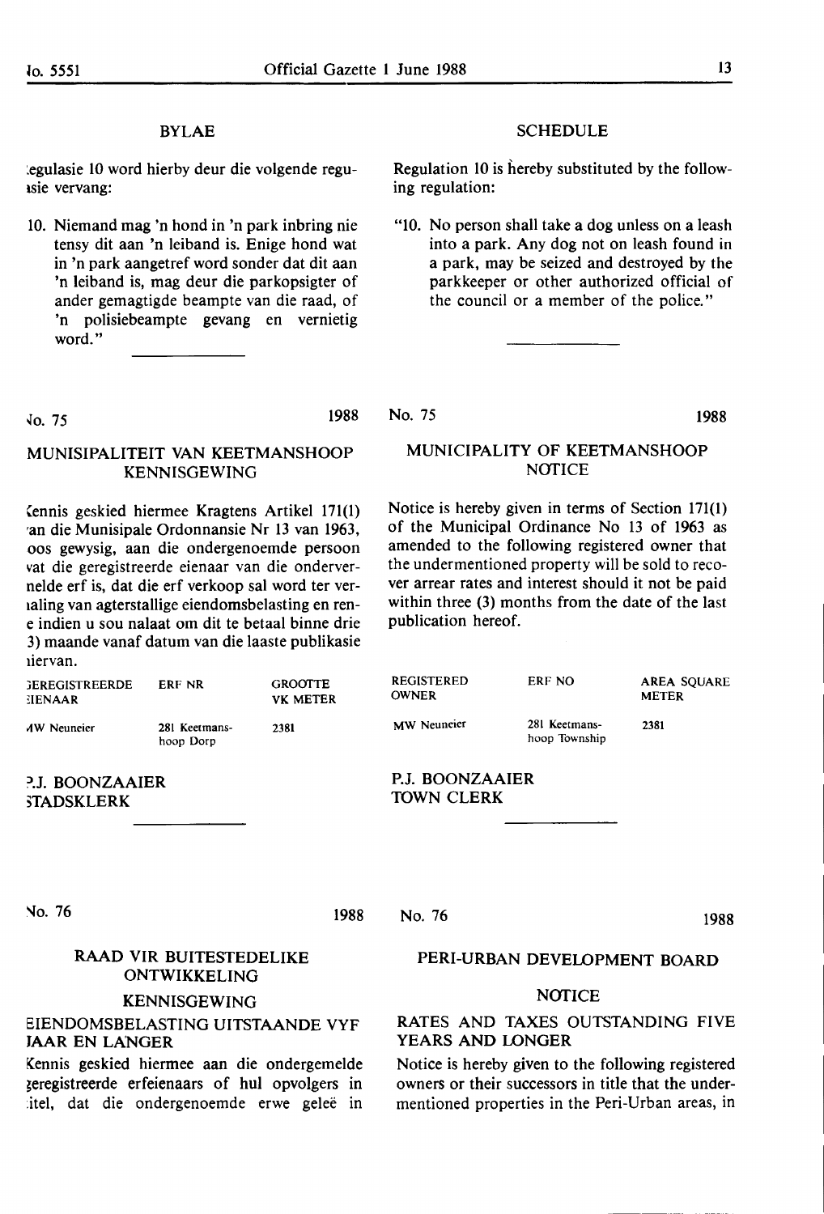## BYLAE

Regulasie 10 word hierby deur die volgende regulasie vervang:

10. Niemand mag 'n hond in 'n park inbring nie tensy dit aan 'n leiband is. Enige hond wat in 'n park aangetref word sonder dat dit aan 'n leiband is, mag deur die parkopsigter of ander gemagtigde beampte van die raad, of 'n polisiebeampte gevang en vernietig word."

---

## SCHEDULE

Regulation 10 is hereby substituted by the following regulation:

"10. No person shall take a dog unless on a leash into a park. Any dog not on leash found in a park, may be seized and destroyed by the parkkeeper or other authorized official of the council or a member of the police."

---

No. 75 1988

## MUNISIPALITEIT VAN KEETMANSHOOP KENNISGEWING

Kennis geskied hiermee Kragtens Artikel 171(1) van die Munisipale Ordonnansie Nr 13 van 1963, soos gewysig, aan die ondergenoemde persoon wat die geregistreerde eienaar van die ondervermelde erf is, dat die erf verkoop sal word ter verhaling van agterstallige eiendomsbelasting en rente indien u sou nalaat om dit te betaal binne drie (3) maande vanaf datum van die laaste publikasie hiervan.

| GEREGISTREERDE EIENAAR | ERF NR | GROOTTE VK METER |
|---|---|---|
| MW Neuneier | 281 Keetmanshoop Dorp | 2381 |

P.J. BOONZAAIER
STADSKLERK

---

No. 75 1988

## MUNICIPALITY OF KEETMANSHOOP NOTICE

Notice is hereby given in terms of Section 171(1) of the Municipal Ordinance No 13 of 1963 as amended to the following registered owner that the undermentioned property will be sold to recover arrear rates and interest should it not be paid within three (3) months from the date of the last publication hereof.

| REGISTERED OWNER | ERF NO | AREA SQUARE METER |
|---|---|---|
| MW Neuneier | 281 Keetmanshoop Township | 2381 |

P.J. BOONZAAIER
TOWN CLERK

---

No. 76 1988

## RAAD VIR BUITESTEDELIKE ONTWIKKELING

### KENNISGEWING

### EIENDOMSBELASTING UITSTAANDE VYF JAAR EN LANGER

Kennis geskied hiermee aan die ondergemelde geregistreerde erfeienaars of hul opvolgers in titel, dat die ondergenoemde erwe geleë in

---

No. 76 1988

## PERI-URBAN DEVELOPMENT BOARD

### NOTICE

### RATES AND TAXES OUTSTANDING FIVE YEARS AND LONGER

Notice is hereby given to the following registered owners or their successors in title that the undermentioned properties in the Peri-Urban areas, in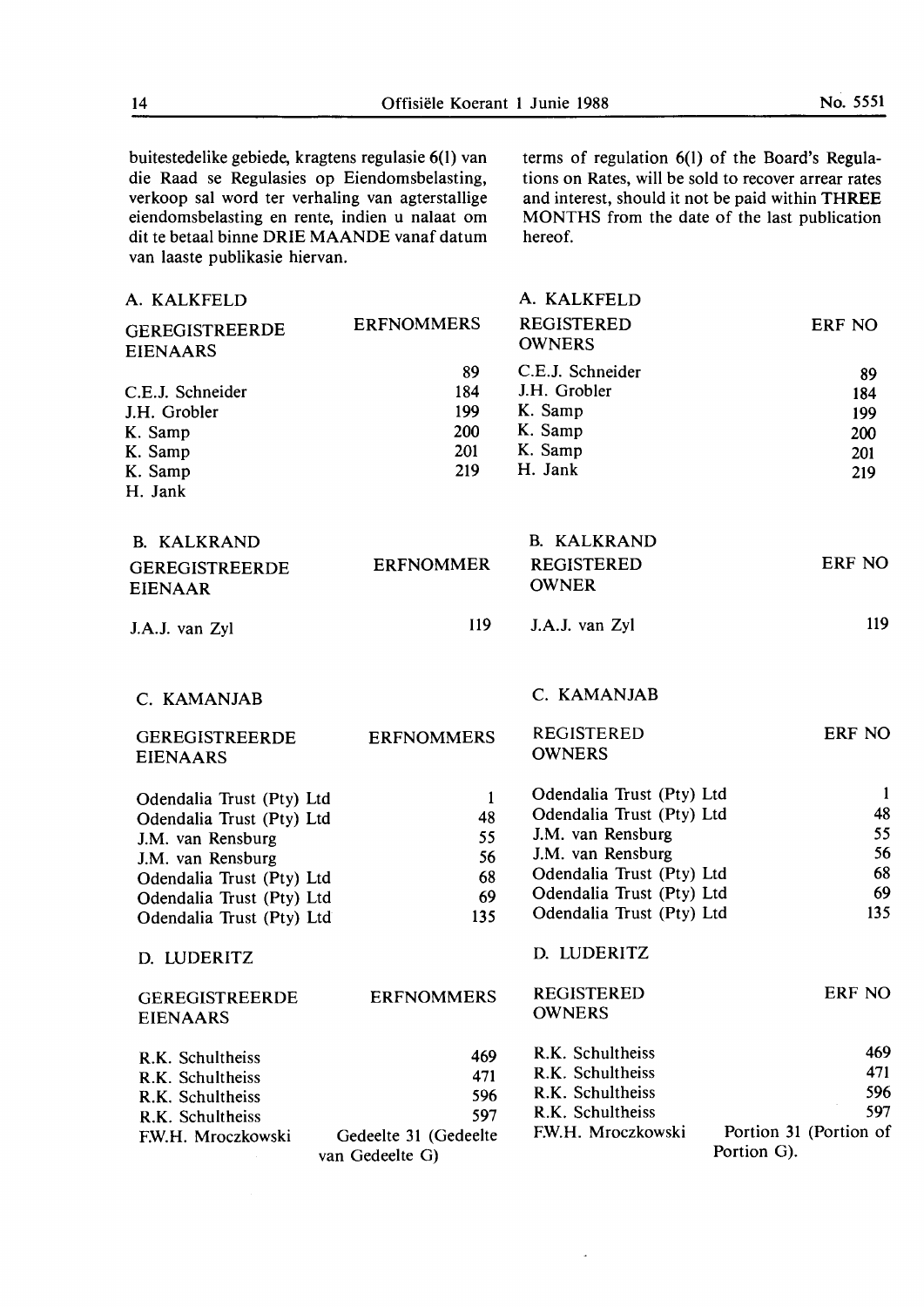buitestedelike gebiede, kragtens regulasie 6(l) van die Raad se Regulasies op Eiendomsbelasting, verkoop sal word ter verhaling van agterstallige eiendomsbelasting en rente, indien u nalaat om dit te betaal binne **DRIE MAANDE** vanaf datum van laaste publikasie hiervan.

terms of regulation 6(1) of the Board's Regulations on Rates, will be sold to recover arrear rates and interest, should it not be paid within **THREE MONTHS** from the date of the last publication hereof.

A. KALKFELD

| GEREGISTREERDE EIENAARS | ERFNOMMERS |
|---|---|
| | 89 |
| C.E.J. Schneider | 184 |
| J.H. Grobler | 199 |
| K. Samp | 200 |
| K. Samp | 201 |
| K. Samp | 219 |
| H. Jank | |

A. KALKFELD

| REGISTERED OWNERS | ERF NO |
|---|---|
| C.E.J. Schneider | 89 |
| J.H. Grobler | 184 |
| K. Samp | 199 |
| K. Samp | 200 |
| K. Samp | 201 |
| H. Jank | 219 |

B. KALKRAND

| GEREGISTREERDE EIENAAR | ERFNOMMER |
|---|---|
| J.A.J. van Zyl | 119 |

B. KALKRAND

| REGISTERED OWNER | ERF NO |
|---|---|
| J.A.J. van Zyl | 119 |

C. KAMANJAB

| GEREGISTREERDE EIENAARS | ERFNOMMERS |
|---|---|
| Odendalia Trust (Pty) Ltd | 1 |
| Odendalia Trust (Pty) Ltd | 48 |
| J.M. van Rensburg | 55 |
| J.M. van Rensburg | 56 |
| Odendalia Trust (Pty) Ltd | 68 |
| Odendalia Trust (Pty) Ltd | 69 |
| Odendalia Trust (Pty) Ltd | 135 |

C. KAMANJAB

| REGISTERED OWNERS | ERF NO |
|---|---|
| Odendalia Trust (Pty) Ltd | 1 |
| Odendalia Trust (Pty) Ltd | 48 |
| J.M. van Rensburg | 55 |
| J.M. van Rensburg | 56 |
| Odendalia Trust (Pty) Ltd | 68 |
| Odendalia Trust (Pty) Ltd | 69 |
| Odendalia Trust (Pty) Ltd | 135 |

D. LUDERITZ

| GEREGISTREERDE EIENAARS | ERFNOMMERS |
|---|---|
| R.K. Schultheiss | 469 |
| R.K. Schultheiss | 471 |
| R.K. Schultheiss | 596 |
| R.K. Schultheiss | 597 |
| F.W.H. Mroczkowski | Gedeelte 31 (Gedeelte van Gedeelte G) |

D. LUDERITZ

| REGISTERED OWNERS | ERF NO |
|---|---|
| R.K. Schultheiss | 469 |
| R.K. Schultheiss | 471 |
| R.K. Schultheiss | 596 |
| R.K. Schultheiss | 597 |
| F.W.H. Mroczkowski | Portion 31 (Portion of Portion G). |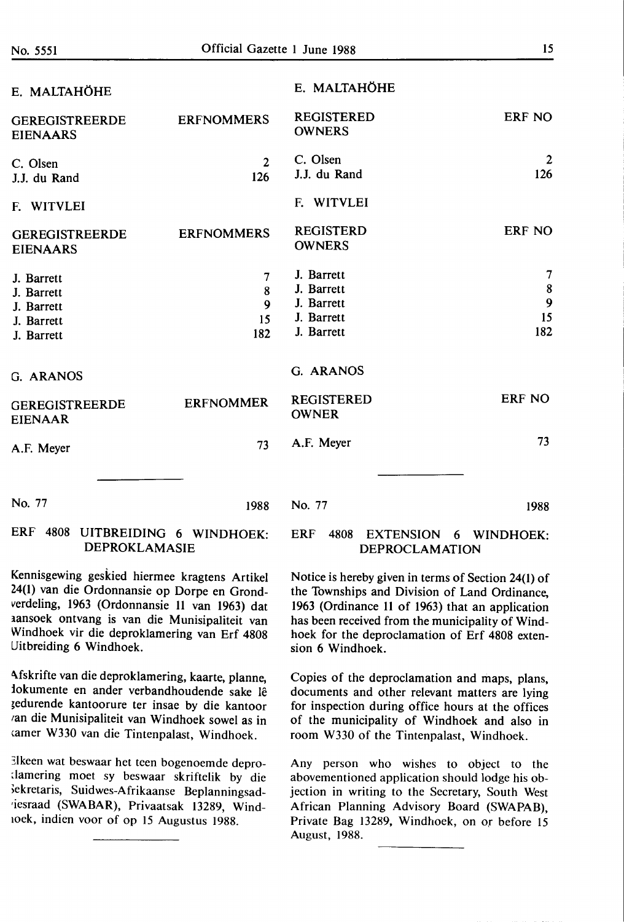## E. MALTAHÖHE

| GEREGISTREERDE EIENAARS | ERFNOMMERS |
|---|---|
| C. Olsen | 2 |
| J.J. du Rand | 126 |

## F. WITVLEI

| GEREGISTREERDE EIENAARS | ERFNOMMERS |
|---|---|
| J. Barrett | 7 |
| J. Barrett | 8 |
| J. Barrett | 9 |
| J. Barrett | 15 |
| J. Barrett | 182 |

## G. ARANOS

| GEREGISTREERDE EIENAAR | ERFNOMMER |
|---|---|
| A.F. Meyer | 73 |

---

No. 77 1988

### ERF 4808 UITBREIDING 6 WINDHOEK: DEPROKLAMASIE

Kennisgewing geskied hiermee kragtens Artikel 24(1) van die Ordonnansie op Dorpe en Grondverdeling, 1963 (Ordonnansie 11 van 1963) dat aansoek ontvang is van die Munisipaliteit van Windhoek vir die deproklamering van Erf 4808 Uitbreiding 6 Windhoek.

Afskrifte van die deproklamering, kaarte, planne, dokumente en ander verbandhoudende sake lê gedurende kantoorure ter insae by die kantoor van die Munisipaliteit van Windhoek sowel as in kamer W330 van die Tintenpalast, Windhoek.

Elkeen wat beswaar het teen bogenoemde deproklamering moet sy beswaar skriftelik by die Sekretaris, Suidwes-Afrikaanse Beplanningsadviesraad (SWABAR), Privaatsak 13289, Windhoek, indien voor of op 15 Augustus 1988.

---

## E. MALTAHÖHE

| REGISTERED OWNERS | ERF NO |
|---|---|
| C. Olsen | 2 |
| J.J. du Rand | 126 |

## F. WITVLEI

| REGISTERD OWNERS | ERF NO |
|---|---|
| J. Barrett | 7 |
| J. Barrett | 8 |
| J. Barrett | 9 |
| J. Barrett | 15 |
| J. Barrett | 182 |

## G. ARANOS

| REGISTERED OWNER | ERF NO |
|---|---|
| A.F. Meyer | 73 |

---

No. 77 1988

### ERF 4808 EXTENSION 6 WINDHOEK: DEPROCLAMATION

Notice is hereby given in terms of Section 24(1) of the Townships and Division of Land Ordinance, 1963 (Ordinance 11 of 1963) that an application has been received from the municipality of Windhoek for the deproclamation of Erf 4808 extension 6 Windhoek.

Copies of the deproclamation and maps, plans, documents and other relevant matters are lying for inspection during office hours at the offices of the municipality of Windhoek and also in room W330 of the Tintenpalast, Windhoek.

Any person who wishes to object to the abovementioned application should lodge his objection in writing to the Secretary, South West African Planning Advisory Board (SWAPAB), Private Bag 13289, Windhoek, on or before 15 August, 1988.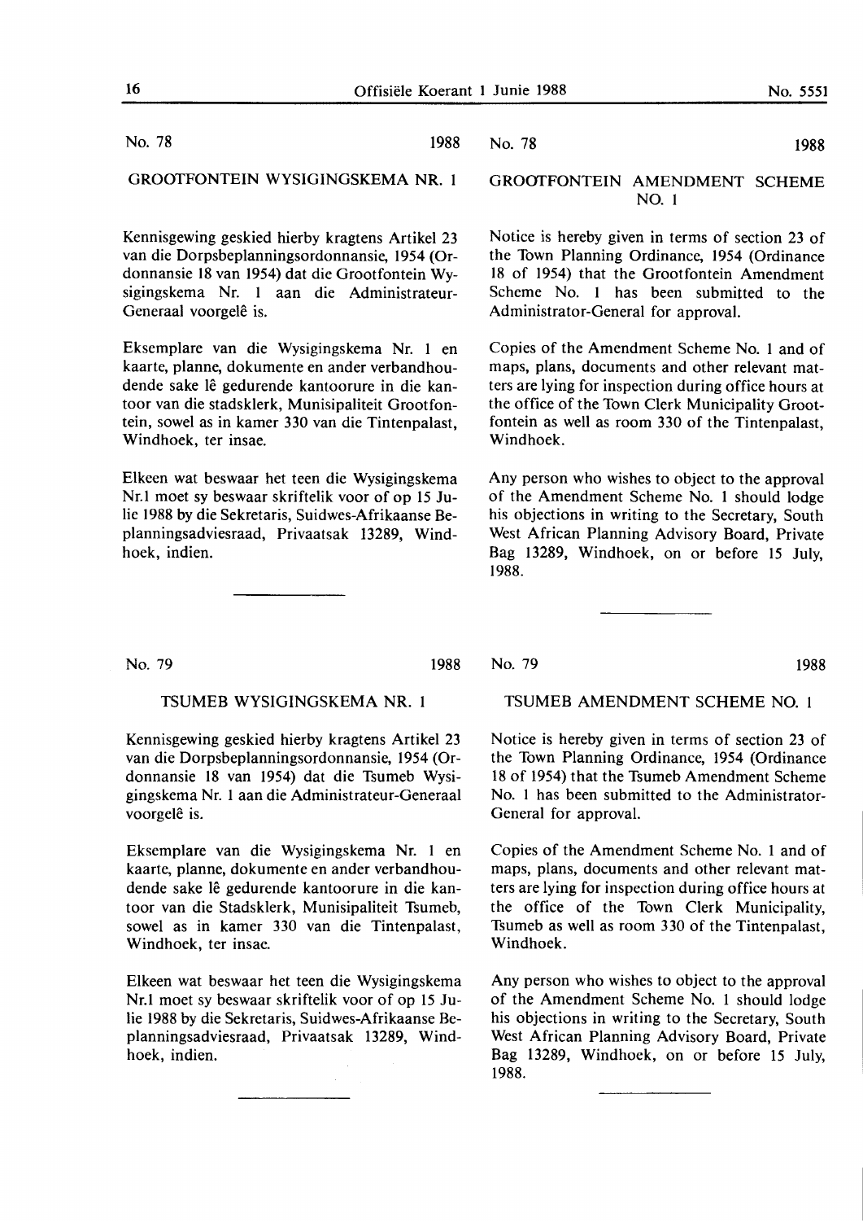No. 78 1988

## GROOTFONTEIN WYSIGINGSKEMA NR. 1

Kennisgewing geskied hierby kragtens Artikel 23 van die Dorpsbeplanningsordonnansie, 1954 (Ordonnansie 18 van 1954) dat die Grootfontein Wysigingskema Nr. 1 aan die Administrateur-Generaal voorgelê is.

Eksemplare van die Wysigingskema Nr. 1 en kaarte, planne, dokumente en ander verbandhoudende sake lê gedurende kantoorure in die kantoor van die stadsklerk, Munisipaliteit Grootfontein, sowel as in kamer 330 van die Tintenpalast, Windhoek, ter insae.

Elkeen wat beswaar het teen die Wysigingskema Nr.1 moet sy beswaar skriftelik voor of op 15 Julie 1988 by die Sekretaris, Suidwes-Afrikaanse Beplanningsadviesraad, Privaatsak 13289, Windhoek, indien.

---

No. 78 1988

## GROOTFONTEIN AMENDMENT SCHEME NO. 1

Notice is hereby given in terms of section 23 of the Town Planning Ordinance, 1954 (Ordinance 18 of 1954) that the Grootfontein Amendment Scheme No. 1 has been submitted to the Administrator-General for approval.

Copies of the Amendment Scheme No. 1 and of maps, plans, documents and other relevant matters are lying for inspection during office hours at the office of the Town Clerk Municipality Grootfontein as well as room 330 of the Tintenpalast, Windhoek.

Any person who wishes to object to the approval of the Amendment Scheme No. 1 should lodge his objections in writing to the Secretary, South West African Planning Advisory Board, Private Bag 13289, Windhoek, on or before 15 July, 1988.

---

No. 79 1988

## TSUMEB WYSIGINGSKEMA NR. 1

Kennisgewing geskied hierby kragtens Artikel 23 van die Dorpsbeplanningsordonnansie, 1954 (Ordonnansie 18 van 1954) dat die Tsumeb Wysigingskema Nr. 1 aan die Administrateur-Generaal voorgelê is.

Eksemplare van die Wysigingskema Nr. 1 en kaarte, planne, dokumente en ander verbandhoudende sake lê gedurende kantoorure in die kantoor van die Stadsklerk, Munisipaliteit Tsumeb, sowel as in kamer 330 van die Tintenpalast, Windhoek, ter insae.

Elkeen wat beswaar het teen die Wysigingskema Nr.1 moet sy beswaar skriftelik voor of op 15 Julie 1988 by die Sekretaris, Suidwes-Afrikaanse Beplanningsadviesraad, Privaatsak 13289, Windhoek, indien.

---

No. 79 1988

## TSUMEB AMENDMENT SCHEME NO. 1

Notice is hereby given in terms of section 23 of the Town Planning Ordinance, 1954 (Ordinance 18 of 1954) that the Tsumeb Amendment Scheme No. 1 has been submitted to the Administrator-General for approval.

Copies of the Amendment Scheme No. 1 and of maps, plans, documents and other relevant matters are lying for inspection during office hours at the office of the Town Clerk Municipality, Tsumeb as well as room 330 of the Tintenpalast, Windhoek.

Any person who wishes to object to the approval of the Amendment Scheme No. 1 should lodge his objections in writing to the Secretary, South West African Planning Advisory Board, Private Bag 13289, Windhoek, on or before 15 July, 1988.

---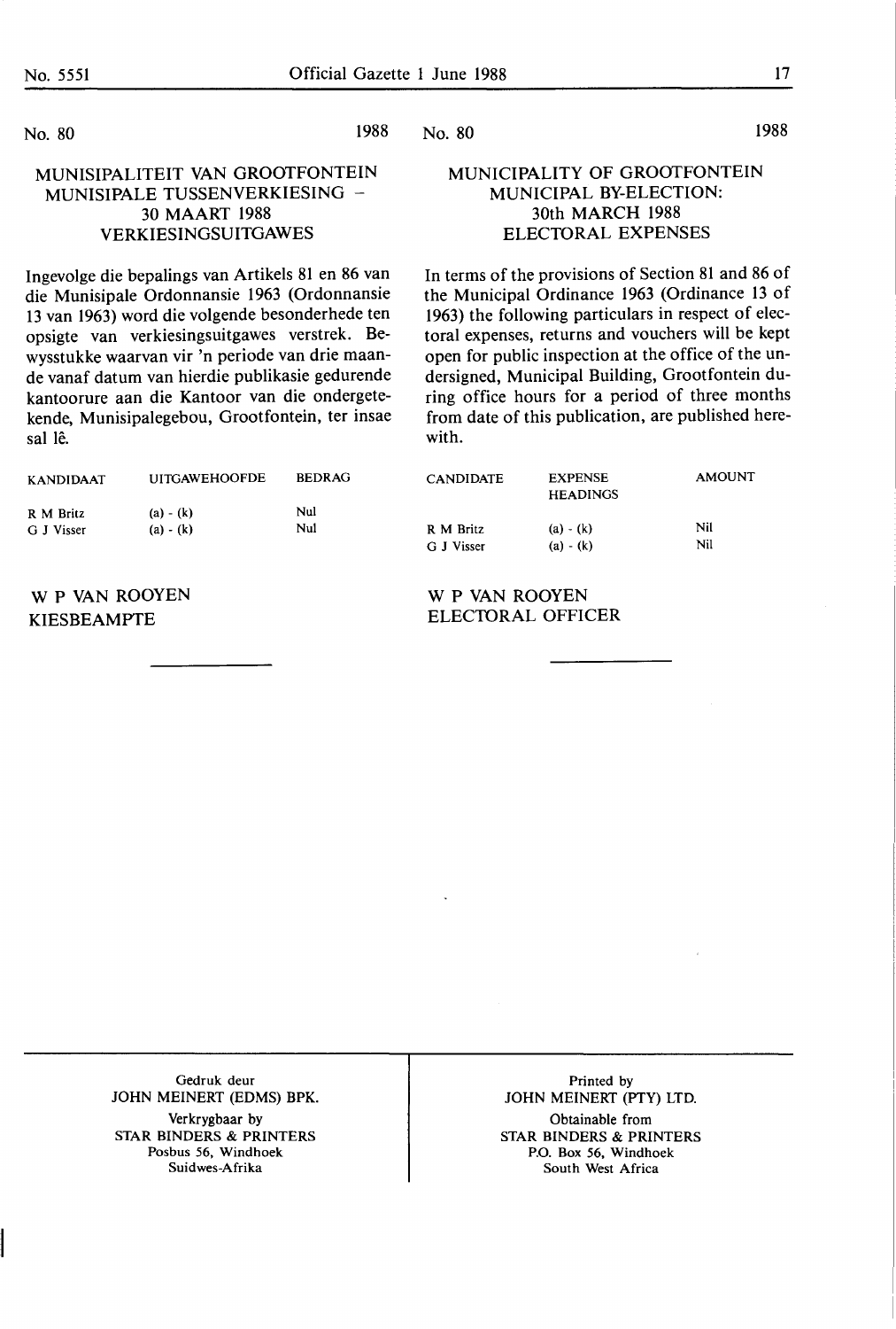No. 80 1988

## MUNISIPALITEIT VAN GROOTFONTEIN
## MUNISIPALE TUSSENVERKIESING – 30 MAART 1988
## VERKIESINGSUITGAWES

Ingevolge die bepalings van Artikels 81 en 86 van die Munisipale Ordonnansie 1963 (Ordonnansie 13 van 1963) word die volgende besonderhede ten opsigte van verkiesingsuitgawes verstrek. Bewysstukke waarvan vir 'n periode van drie maande vanaf datum van hierdie publikasie gedurende kantoorure aan die Kantoor van die ondergetekende, Munisipalegebou, Grootfontein, ter insae sal lê.

| KANDIDAAT | UITGAWEHOOFDE | BEDRAG |
|---|---|---|
| R M Britz | (a) - (k) | Nul |
| G J Visser | (a) - (k) | Nul |

W P VAN ROOYEN
KIESBEAMPTE

---

No. 80 1988

## MUNICIPALITY OF GROOTFONTEIN
## MUNICIPAL BY-ELECTION: 30th MARCH 1988
## ELECTORAL EXPENSES

In terms of the provisions of Section 81 and 86 of the Municipal Ordinance 1963 (Ordinance 13 of 1963) the following particulars in respect of electoral expenses, returns and vouchers will be kept open for public inspection at the office of the undersigned, Municipal Building, Grootfontein during office hours for a period of three months from date of this publication, are published herewith.

| CANDIDATE | EXPENSE HEADINGS | AMOUNT |
|---|---|---|
| R M Britz | (a) - (k) | Nil |
| G J Visser | (a) - (k) | Nil |

W P VAN ROOYEN
ELECTORAL OFFICER

---

Gedruk deur
JOHN MEINERT (EDMS) BPK.
Verkrygbaar by
STAR BINDERS & PRINTERS
Posbus 56, Windhoek
Suidwes-Afrika

Printed by
JOHN MEINERT (PTY) LTD.
Obtainable from
STAR BINDERS & PRINTERS
P.O. Box 56, Windhoek
South West Africa